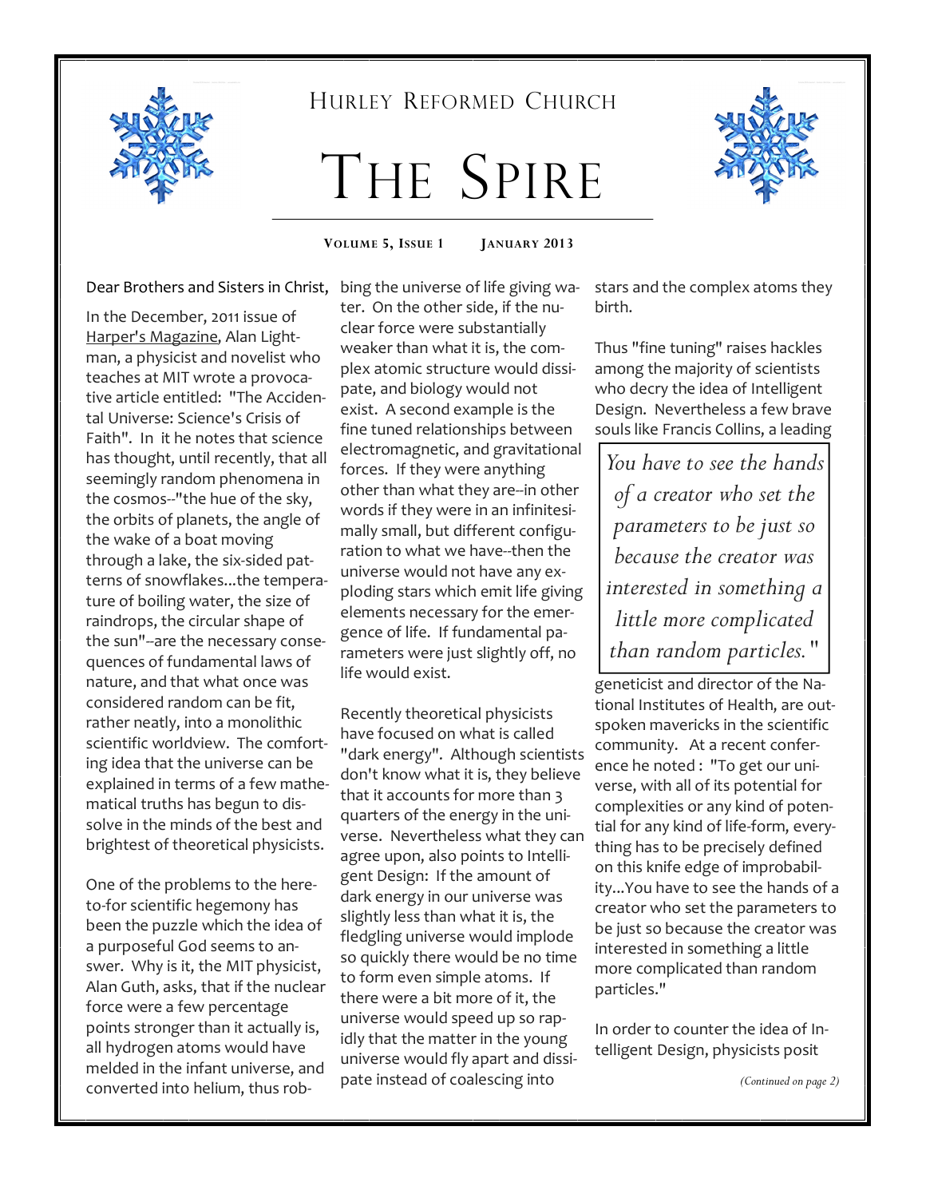Hurley Reformed Church

# The Spire

**Volume 5, Issue 1 January 2013**

Dear Brothers and Sisters in Christ,

In the December, 2011 issue of Harper's Magazine, Alan Lightman, a physicist and novelist who teaches at MIT wrote a provocative article entitled: "The Accidental Universe: Science's Crisis of Faith". In it he notes that science has thought, until recently, that all seemingly random phenomena in the cosmos--"the hue of the sky, the orbits of planets, the angle of the wake of a boat moving through a lake, the six-sided patterns of snowflakes...the temperature of boiling water, the size of raindrops, the circular shape of the sun"--are the necessary consequences of fundamental laws of nature, and that what once was considered random can be fit, rather neatly, into a monolithic scientific worldview. The comforting idea that the universe can be explained in terms of a few mathematical truths has begun to dissolve in the minds of the best and brightest of theoretical physicists.

One of the problems to the here-to-for scientific hegemony has been the puzzle which the idea of a purposeful God seems to answer. Why is it, the MIT physicist, Alan Guth, asks, that if the nuclear force were a few percentage points stronger than it actually is, all hydrogen atoms would have melded in the infant universe, and converted into helium, thus robbing the universe of life giving water. On the other side, if the nuclear force were substantially weaker than what it is, the complex atomic structure would dissipate, and biology would not exist. A second example is the fine tuned relationships between electromagnetic, and gravitational forces. If they were anything other than what they are--in other words if they were in an infinitesimally small, but different configuration to what we have--then the universe would not have any exploding stars which emit life giving elements necessary for the emergence of life. If fundamental parameters were just slightly off, no life would exist.

Recently theoretical physicists have focused on what is called "dark energy". Although scientists don't know what it is, they believe that it accounts for more than 3 quarters of the energy in the universe. Nevertheless what they can agree upon, also points to Intelligent Design: If the amount of dark energy in our universe was slightly less than what it is, the fledgling universe would implode so quickly there would be no time to form even simple atoms. If there were a bit more of it, the universe would speed up so rapidly that the matter in the young universe would fly apart and dissipate instead of coalescing into stars and the complex atoms they birth.

Thus "fine tuning" raises hackles among the majority of scientists who decry the idea of Intelligent Design. Nevertheless a few brave souls like Francis Collins, a leading geneticist and director of the National Institutes of Health, are outspoken mavericks in the scientific community. At a recent conference he noted : "To get our universe, with all of its potential for complexities or any kind of potential for any kind of life-form, everything has to be precisely defined on this knife edge of improbability...You have to see the hands of a creator who set the parameters to be just so because the creator was interested in something a little more complicated than random particles."

> *You have to see the hands of a creator who set the parameters to be just so because the creator was interested in something a little more complicated than random particles."*

In order to counter the idea of Intelligent Design, physicists posit

*(Continued on page 2)*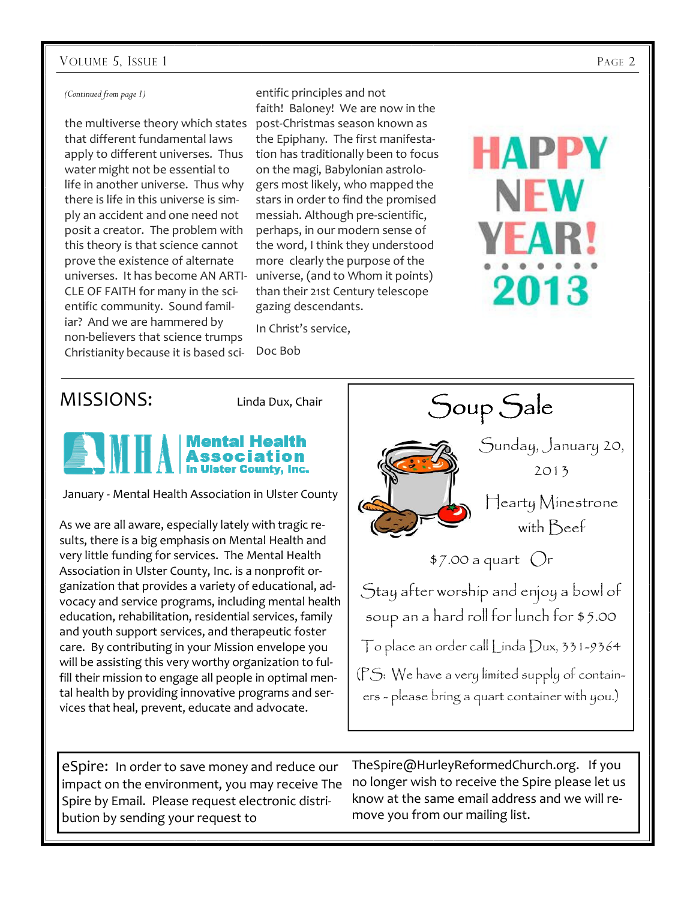*(Continued from page 1)*

the multiverse theory which states that different fundamental laws apply to different universes. Thus water might not be essential to life in another universe. Thus why there is life in this universe is simply an accident and one need not posit a creator. The problem with this theory is that science cannot prove the existence of alternate universes. It has become AN ARTICLE OF FAITH for many in the scientific community. Sound familiar? And we are hammered by non-believers that science trumps Christianity because it is based scientific principles and not faith! Baloney! We are now in the post-Christmas season known as the Epiphany. The first manifestation has traditionally been to focus on the magi, Babylonian astrologers most likely, who mapped the stars in order to find the promised messiah. Although pre-scientific, perhaps, in our modern sense of the word, I think they understood more clearly the purpose of the universe, (and to Whom it points) than their 21st Century telescope gazing descendants.

In Christ's service,

Doc Bob

**HAPPY NEW YEAR! 2013**

## MISSIONS:

Linda Dux, Chair

**Mental Health Association In Ulster County, Inc.**

January - Mental Health Association in Ulster County

As we are all aware, especially lately with tragic results, there is a big emphasis on Mental Health and very little funding for services. The Mental Health Association in Ulster County, Inc. is a nonprofit organization that provides a variety of educational, advocacy and service programs, including mental health education, rehabilitation, residential services, family and youth support services, and therapeutic foster care. By contributing in your Mission envelope you will be assisting this very worthy organization to fulfill their mission to engage all people in optimal mental health by providing innovative programs and services that heal, prevent, educate and advocate.

## Soup Sale

Sunday, January 20, 2013

Hearty Minestrone with Beef

$7.00 a quart Or

Stay after worship and enjoy a bowl of soup an a hard roll for lunch for $5.00

To place an order call Linda Dux, 331-9364

(PS: We have a very limited supply of containers - please bring a quart container with you.)

**eSpire:** In order to save money and reduce our impact on the environment, you may receive The Spire by Email. Please request electronic distribution by sending your request to TheSpire@HurleyReformedChurch.org. If you no longer wish to receive the Spire please let us know at the same email address and we will remove you from our mailing list.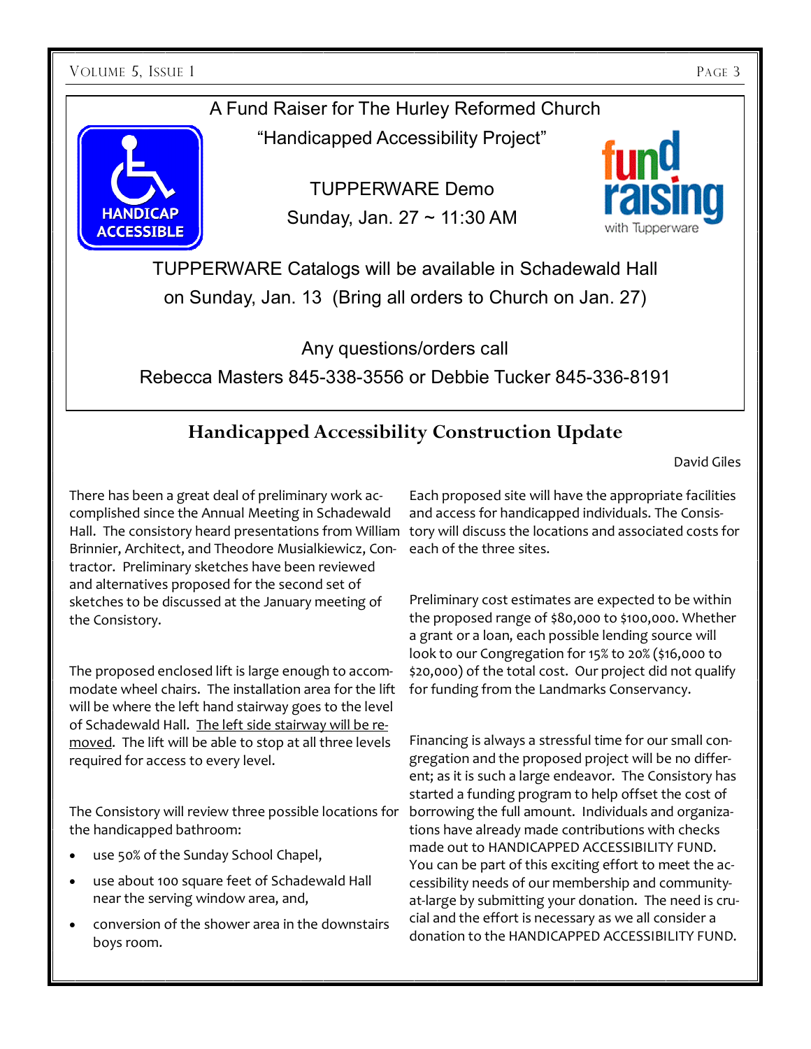A Fund Raiser for The Hurley Reformed Church

"Handicapped Accessibility Project"

TUPPERWARE Demo

Sunday, Jan. 27 ~ 11:30 AM

TUPPERWARE Catalogs will be available in Schadewald Hall on Sunday, Jan. 13 (Bring all orders to Church on Jan. 27)

Any questions/orders call

Rebecca Masters 845-338-3556 or Debbie Tucker 845-336-8191

## Handicapped Accessibility Construction Update

David Giles

There has been a great deal of preliminary work accomplished since the Annual Meeting in Schadewald Hall. The consistory heard presentations from William Brinnier, Architect, and Theodore Musialkiewicz, Contractor. Preliminary sketches have been reviewed and alternatives proposed for the second set of sketches to be discussed at the January meeting of the Consistory.

The proposed enclosed lift is large enough to accommodate wheel chairs. The installation area for the lift will be where the left hand stairway goes to the level of Schadewald Hall. The left side stairway will be removed. The lift will be able to stop at all three levels required for access to every level.

The Consistory will review three possible locations for the handicapped bathroom:

- use 50% of the Sunday School Chapel,
- use about 100 square feet of Schadewald Hall near the serving window area, and,
- conversion of the shower area in the downstairs boys room.

Each proposed site will have the appropriate facilities and access for handicapped individuals. The Consistory will discuss the locations and associated costs for each of the three sites.

Preliminary cost estimates are expected to be within the proposed range of $80,000 to $100,000. Whether a grant or a loan, each possible lending source will look to our Congregation for 15% to 20% ($16,000 to $20,000) of the total cost. Our project did not qualify for funding from the Landmarks Conservancy.

Financing is always a stressful time for our small congregation and the proposed project will be no different; as it is such a large endeavor. The Consistory has started a funding program to help offset the cost of borrowing the full amount. Individuals and organizations have already made contributions with checks made out to HANDICAPPED ACCESSIBILITY FUND. You can be part of this exciting effort to meet the accessibility needs of our membership and community-at-large by submitting your donation. The need is crucial and the effort is necessary as we all consider a donation to the HANDICAPPED ACCESSIBILITY FUND.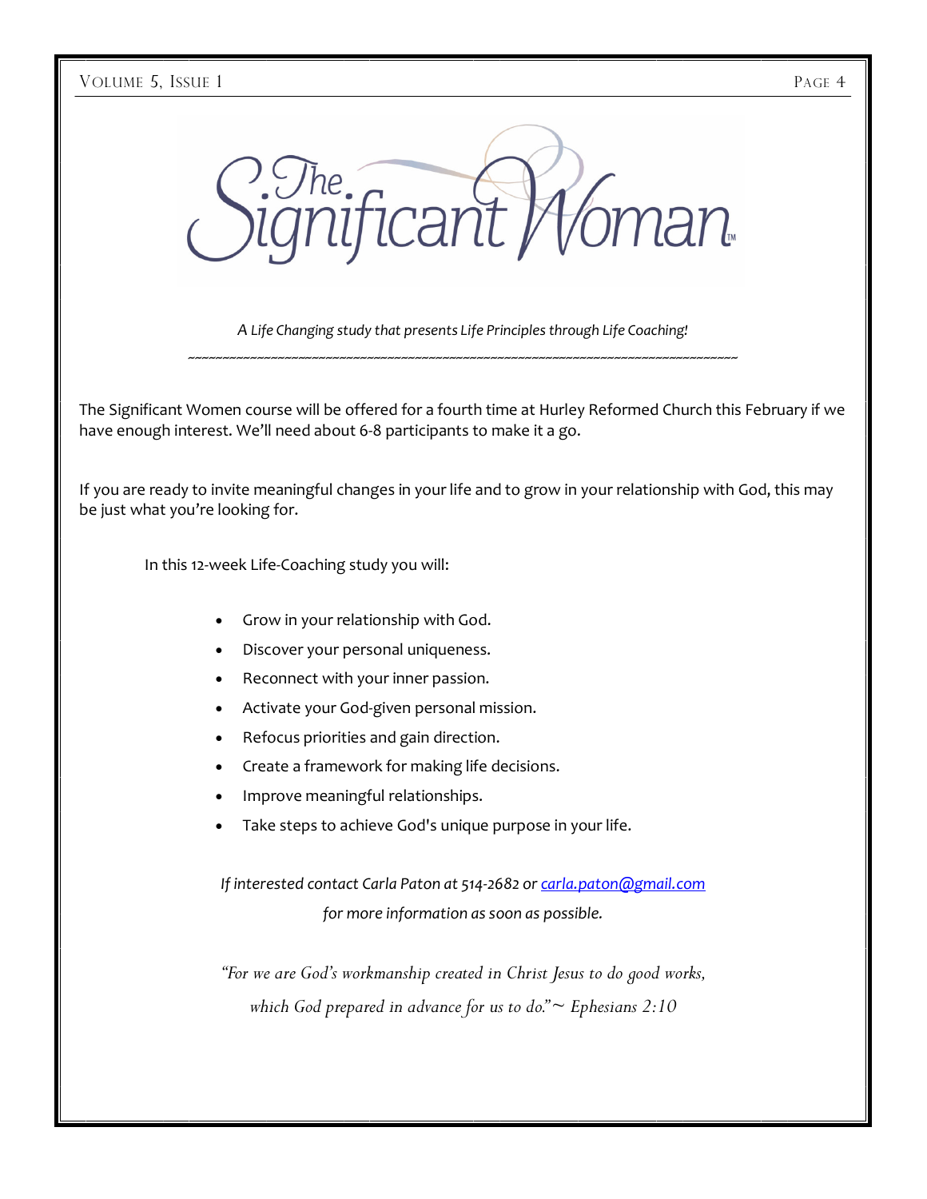# The Significant Woman™

*A Life Changing study that presents Life Principles through Life Coaching!*

~~~~~~~~~~~~~~~~~~~~~~~~~~~~~~~~~~~~~~~~~~~~~~~~~~~~~~~~~~~~~~~~~~~~~~~~~~~~~~~~~~~~~~~~~~~

The Significant Women course will be offered for a fourth time at Hurley Reformed Church this February if we have enough interest. We'll need about 6-8 participants to make it a go.

If you are ready to invite meaningful changes in your life and to grow in your relationship with God, this may be just what you're looking for.

In this 12-week Life-Coaching study you will:

- Grow in your relationship with God.
- Discover your personal uniqueness.
- Reconnect with your inner passion.
- Activate your God-given personal mission.
- Refocus priorities and gain direction.
- Create a framework for making life decisions.
- Improve meaningful relationships.
- Take steps to achieve God's unique purpose in your life.

*If interested contact Carla Paton at 514-2682 or [carla.paton@gmail.com](mailto:carla.paton@gmail.com) for more information as soon as possible.*

*"For we are God's workmanship created in Christ Jesus to do good works, which God prepared in advance for us to do."~ Ephesians 2:10*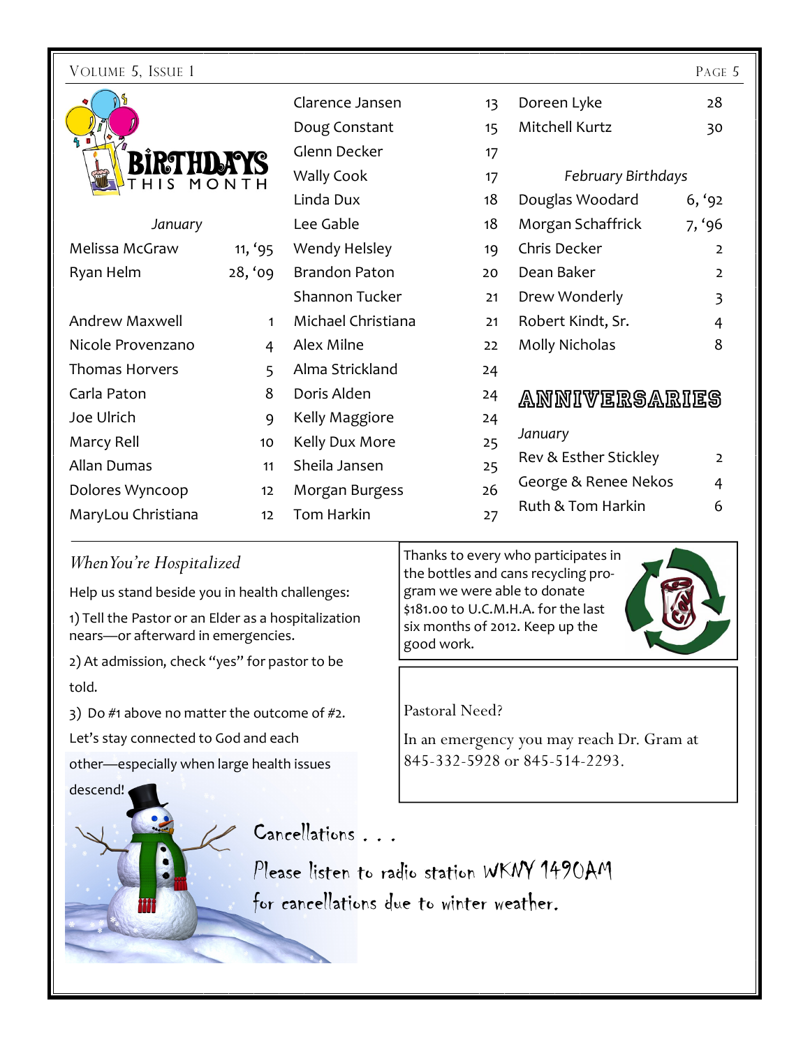## Birthdays This Month

*January*

| Name | Date |
|---|---|
| Melissa McGraw | 11, '95 |
| Ryan Helm | 28, '09 |
| | |
| Andrew Maxwell | 1 |
| Nicole Provenzano | 4 |
| Thomas Horvers | 5 |
| Carla Paton | 8 |
| Joe Ulrich | 9 |
| Marcy Rell | 10 |
| Allan Dumas | 11 |
| Dolores Wyncoop | 12 |
| MaryLou Christiana | 12 |
| Clarence Jansen | 13 |
| Doug Constant | 15 |
| Glenn Decker | 17 |
| Wally Cook | 17 |
| Linda Dux | 18 |
| Lee Gable | 18 |
| Wendy Helsley | 19 |
| Brandon Paton | 20 |
| Shannon Tucker | 21 |
| Michael Christiana | 21 |
| Alex Milne | 22 |
| Alma Strickland | 24 |
| Doris Alden | 24 |
| Kelly Maggiore | 24 |
| Kelly Dux More | 25 |
| Sheila Jansen | 25 |
| Morgan Burgess | 26 |
| Tom Harkin | 27 |
| Doreen Lyke | 28 |
| Mitchell Kurtz | 30 |

*February Birthdays*

| Name | Date |
|---|---|
| Douglas Woodard | 6, '92 |
| Morgan Schaffrick | 7, '96 |
| Chris Decker | 2 |
| Dean Baker | 2 |
| Drew Wonderly | 3 |
| Robert Kindt, Sr. | 4 |
| Molly Nicholas | 8 |

## Anniversaries

*January*

| Names | Date |
|---|---|
| Rev & Esther Stickley | 2 |
| George & Renee Nekos | 4 |
| Ruth & Tom Harkin | 6 |

### *When You're Hospitalized*

Help us stand beside you in health challenges:

1) Tell the Pastor or an Elder as a hospitalization nears—or afterward in emergencies.

2) At admission, check "yes" for pastor to be told.

3) Do #1 above no matter the outcome of #2.

Let's stay connected to God and each other—especially when large health issues descend!

Thanks to every who participates in the bottles and cans recycling program we were able to donate $181.00 to U.C.M.H.A. for the last six months of 2012. Keep up the good work.

Pastoral Need?

In an emergency you may reach Dr. Gram at 845-332-5928 or 845-514-2293.

Cancellations . . .

Please listen to radio station WKNY 1490AM for cancellations due to winter weather.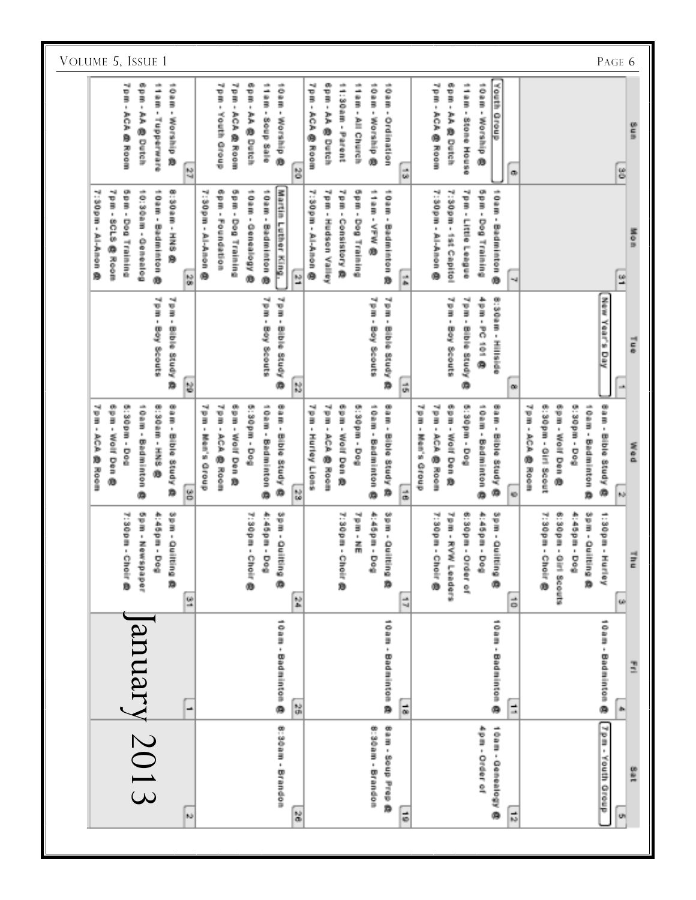# January 2013

| Sun | Mon | Tue | Wed | Thu | Fri | Sat |
|---|---|---|---|---|---|---|
| 30 | 31 | 1<br>New Year's Day | 2<br>8am - Bible Study @<br>10am - Badminton @<br>5:30pm - Dog<br>6pm - Wolf Den @<br>6:30pm - Girl Scout<br>7pm - ACA @ Room | 3<br>1:30pm - Hurley<br>3pm - Quilting @<br>4:45pm - Dog<br>6:30pm - Girl Scouts<br>7:30pm - Choir @ | 4<br>10am - Badminton @ | 5<br>7pm - Youth Group |
| 6<br>Youth Group<br>10am - Worship @<br>11am - Stone House<br>6pm - AA @ Dutch<br>7pm - ACA @ Room | 7<br>10am - Badminton @<br>5pm - Dog Training<br>7pm - Little League<br>7:30pm - 1st Capitol<br>7:30pm - Al-Anon @ | 8<br>8:30am - Hillside<br>4pm - PC 101 @<br>7pm - Bible Study @<br>7pm - Boy Scouts | 9<br>8am - Bible Study @<br>10am - Badminton @<br>5:30pm - Dog<br>6pm - Wolf Den @<br>7pm - ACA @ Room<br>7pm - Men's Group | 10<br>3pm - Quilting @<br>4:45pm - Dog<br>6:30pm - Order of<br>7pm - RYW Leaders<br>7:30pm - Choir @ | 11<br>10am - Badminton @ | 12<br>10am - Genealogy @<br>4pm - Order of |
| 13<br>10am - Ordination<br>10am - Worship @<br>11am - All Church<br>11:30am - Parent<br>6pm - AA @ Dutch<br>7pm - ACA @ Room | 14<br>10am - Badminton @<br>11am - VFW @<br>5pm - Dog Training<br>7pm - Consistory @<br>7pm - Hudson Valley<br>7:30pm - Al-Anon @ | 15<br>7pm - Bible Study @<br>7pm - Boy Scouts | 16<br>8am - Bible Study @<br>10am - Badminton @<br>5:30pm - Dog<br>6pm - Wolf Den @<br>7pm - ACA @ Room<br>7pm - Hurley Lions | 17<br>3pm - Quilting @<br>4:45pm - Dog<br>7pm - NE<br>7:30pm - Choir @ | 18<br>10am - Badminton @ | 19<br>8am - Soup Prep @<br>8:30am - Brandon |
| 20<br>10am - Worship @<br>11am - Soup Sale<br>6pm - AA @ Dutch<br>7pm - ACA @ Room<br>7pm - Youth Group | 21<br>Martin Luther King...<br>10am - Badminton @<br>10am - Genealogy @<br>5pm - Dog Training<br>6pm - Foundation<br>7:30pm - Al-Anon @ | 22<br>7pm - Bible Study @<br>7pm - Boy Scouts | 23<br>8am - Bible Study @<br>10am - Badminton @<br>5:30pm - Dog<br>6pm - Wolf Den @<br>7pm - ACA @ Room<br>7pm - Men's Group | 24<br>3pm - Quilting @<br>4:45pm - Dog<br>7:30pm - Choir @ | 25<br>10am - Badminton @ | 26<br>8:30am - Brandon |
| 27<br>10am - Worship @<br>11am - Tupperware<br>6pm - AA @ Dutch<br>7pm - ACA @ Room | 28<br>8:30am - HNS @<br>10am - Badminton @<br>10:30am - Genealog<br>5pm - Dog Training<br>7pm - SCLS @ Room<br>7:30pm - Al-Anon @ | 29<br>7pm - Bible Study @<br>7pm - Boy Scouts | 30<br>8am - Bible Study @<br>8:30am - HNS @<br>10am - Badminton @<br>5:30pm - Dog<br>6pm - Wolf Den @<br>7pm - ACA @ Room | 31<br>3pm - Quilting @<br>4:45pm - Dog<br>5pm - Newspaper<br>7:30pm - Choir @ | 1 | 2 |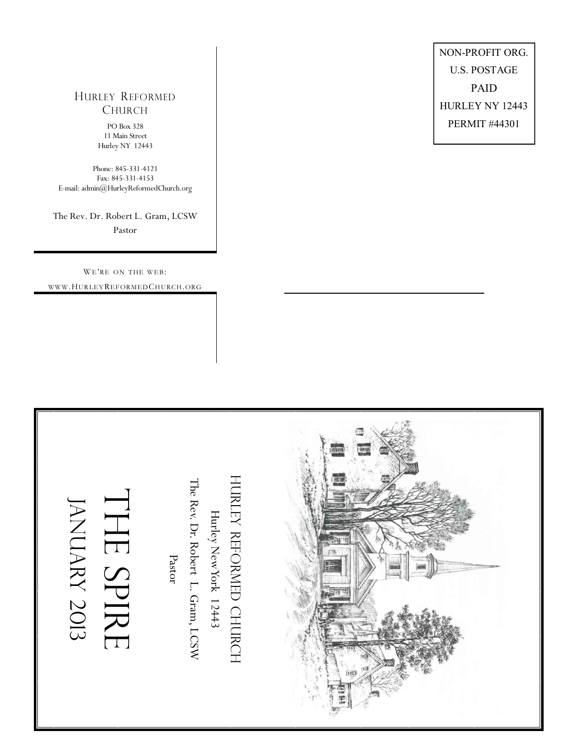HURLEY REFORMED CHURCH

PO Box 328
11 Main Street
Hurley NY 12443

Phone: 845-331-4121
Fax: 845-331-4153
E-mail: admin@HurleyReformedChurch.org

The Rev. Dr. Robert L. Gram, LCSW
Pastor

WE'RE ON THE WEB:
WWW.HURLEYREFORMEDCHURCH.ORG

NON-PROFIT ORG.
U.S. POSTAGE
PAID
HURLEY NY 12443
PERMIT #44301

# THE SPIRE

## JANUARY 2013

HURLEY REFORMED CHURCH
Hurley New York 12443
The Rev. Dr. Robert L. Gram, LCSW
Pastor